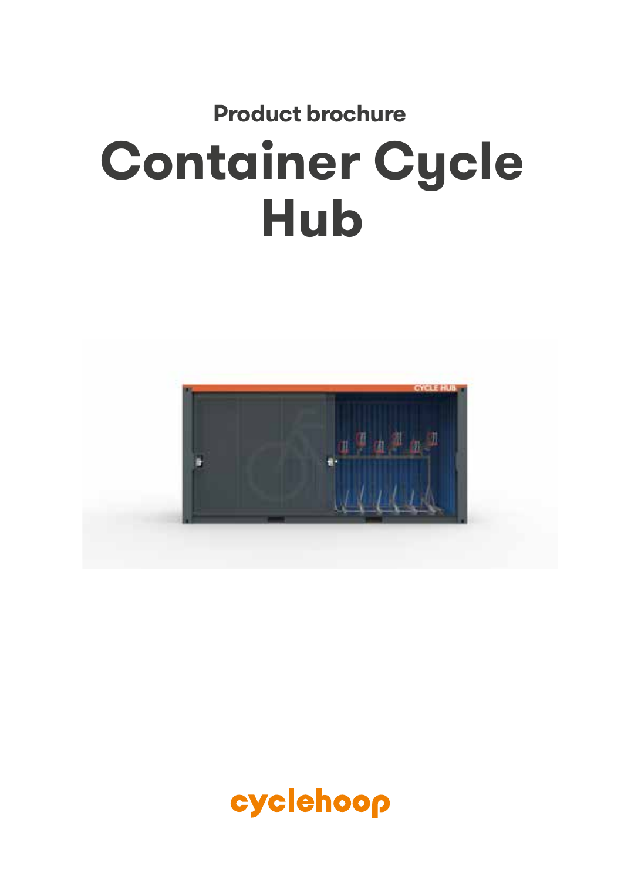Product brochure

# Container Cycle Hub

cyclehoop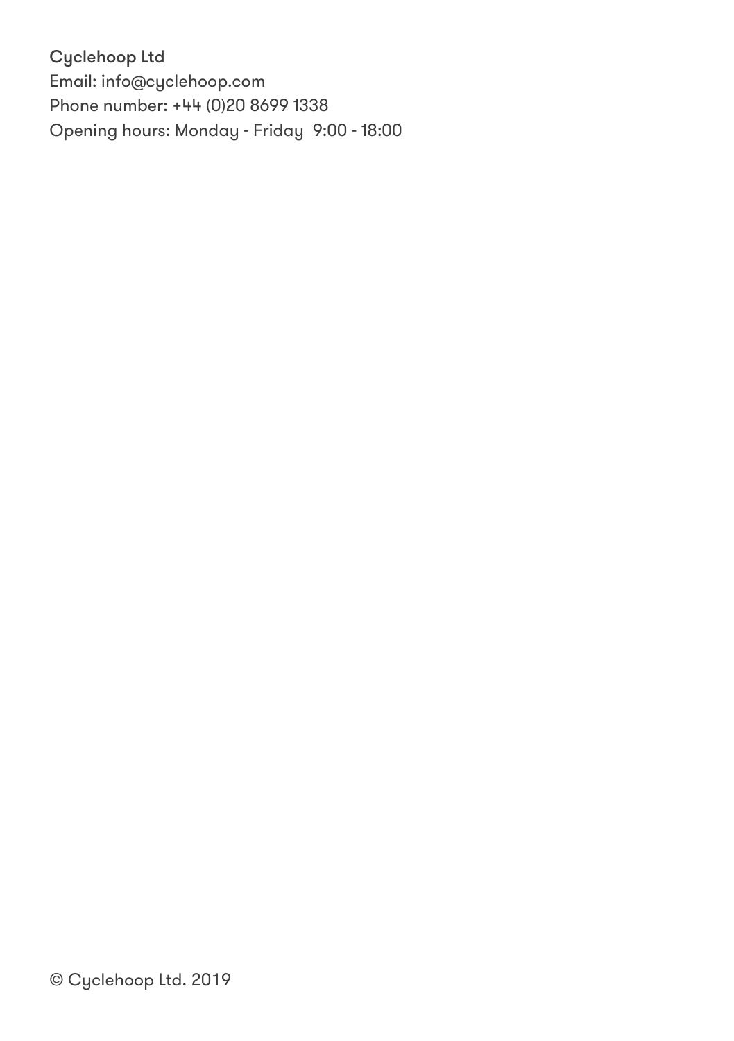**Cyclehoop Ltd**
Email: info@cyclehoop.com
Phone number: +44 (0)20 8699 1338
Opening hours: Monday - Friday 9:00 - 18:00

© Cyclehoop Ltd. 2019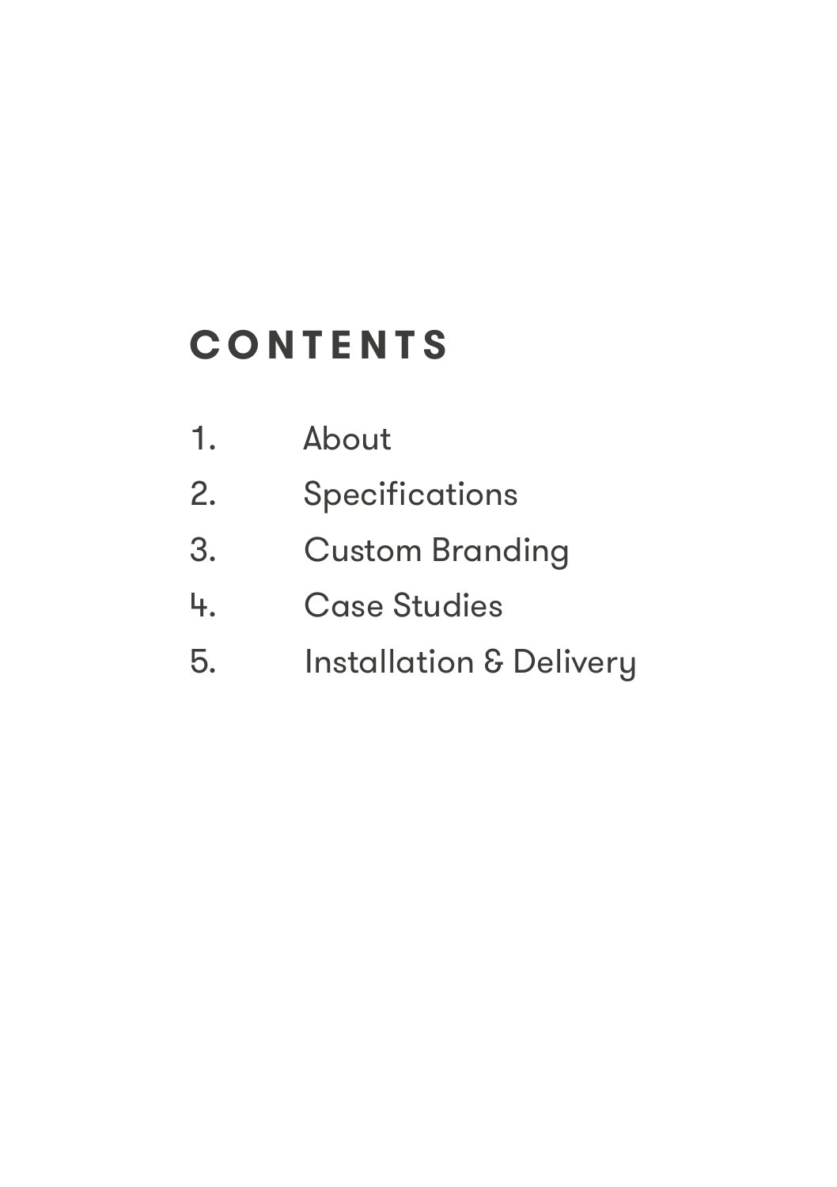# CONTENTS

1. About
2. Specifications
3. Custom Branding
4. Case Studies
5. Installation & Delivery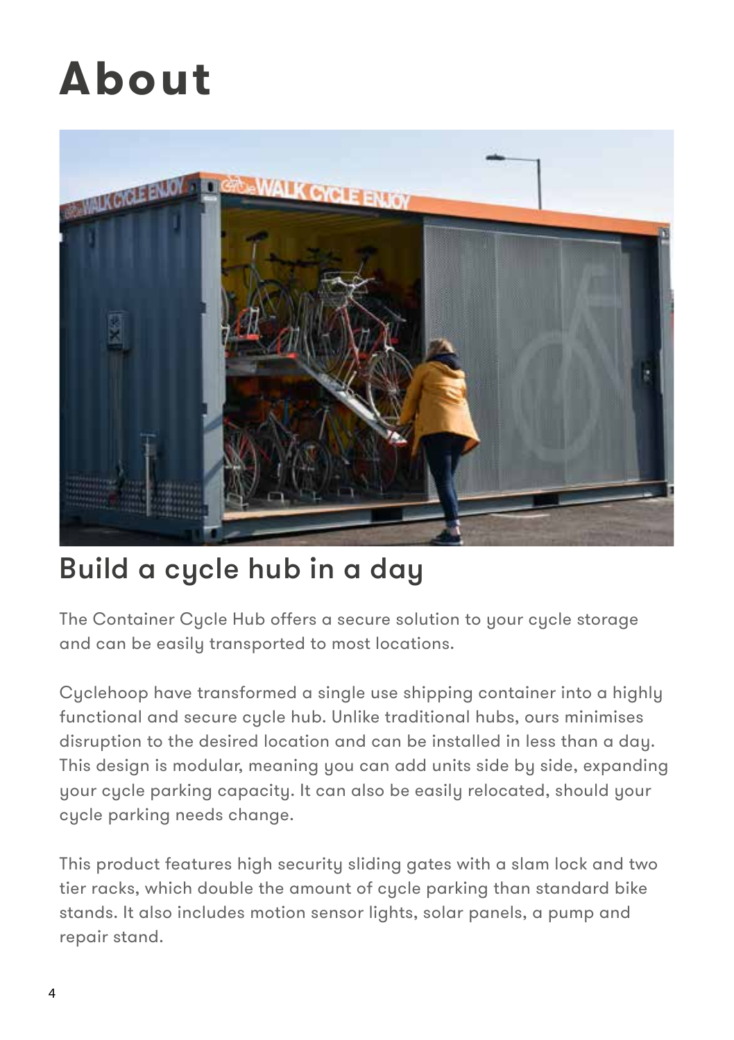# About

## Build a cycle hub in a day

The Container Cycle Hub offers a secure solution to your cycle storage and can be easily transported to most locations.

Cyclehoop have transformed a single use shipping container into a highly functional and secure cycle hub. Unlike traditional hubs, ours minimises disruption to the desired location and can be installed in less than a day. This design is modular, meaning you can add units side by side, expanding your cycle parking capacity. It can also be easily relocated, should your cycle parking needs change.

This product features high security sliding gates with a slam lock and two tier racks, which double the amount of cycle parking than standard bike stands. It also includes motion sensor lights, solar panels, a pump and repair stand.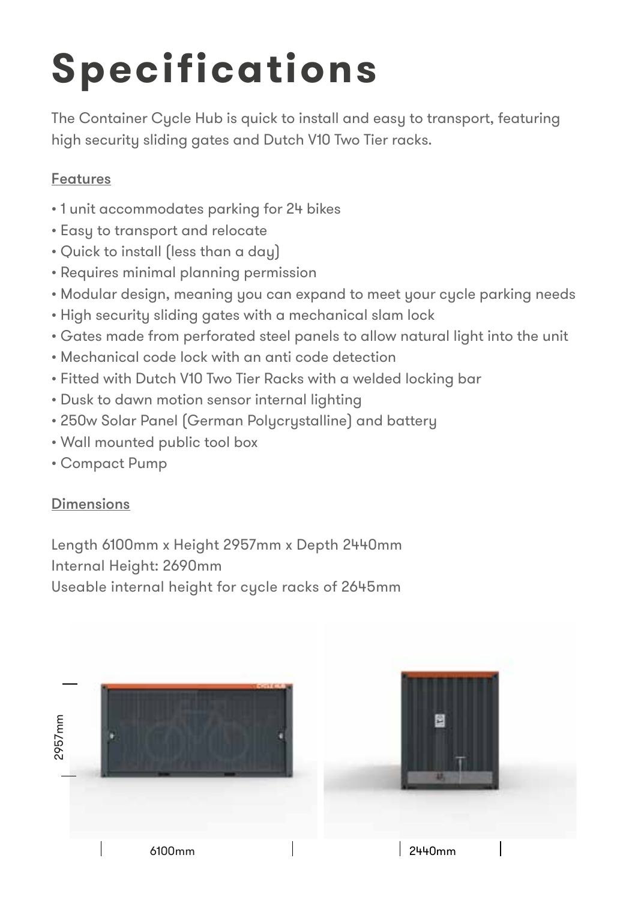# Specifications

The Container Cycle Hub is quick to install and easy to transport, featuring high security sliding gates and Dutch V10 Two Tier racks.

## Features

- 1 unit accommodates parking for 24 bikes
- Easy to transport and relocate
- Quick to install (less than a day)
- Requires minimal planning permission
- Modular design, meaning you can expand to meet your cycle parking needs
- High security sliding gates with a mechanical slam lock
- Gates made from perforated steel panels to allow natural light into the unit
- Mechanical code lock with an anti code detection
- Fitted with Dutch V10 Two Tier Racks with a welded locking bar
- Dusk to dawn motion sensor internal lighting
- 250w Solar Panel (German Polycrystalline) and battery
- Wall mounted public tool box
- Compact Pump

## Dimensions

Length 6100mm x Height 2957mm x Depth 2440mm
Internal Height: 2690mm
Useable internal height for cycle racks of 2645mm

2957mm

6100mm

2440mm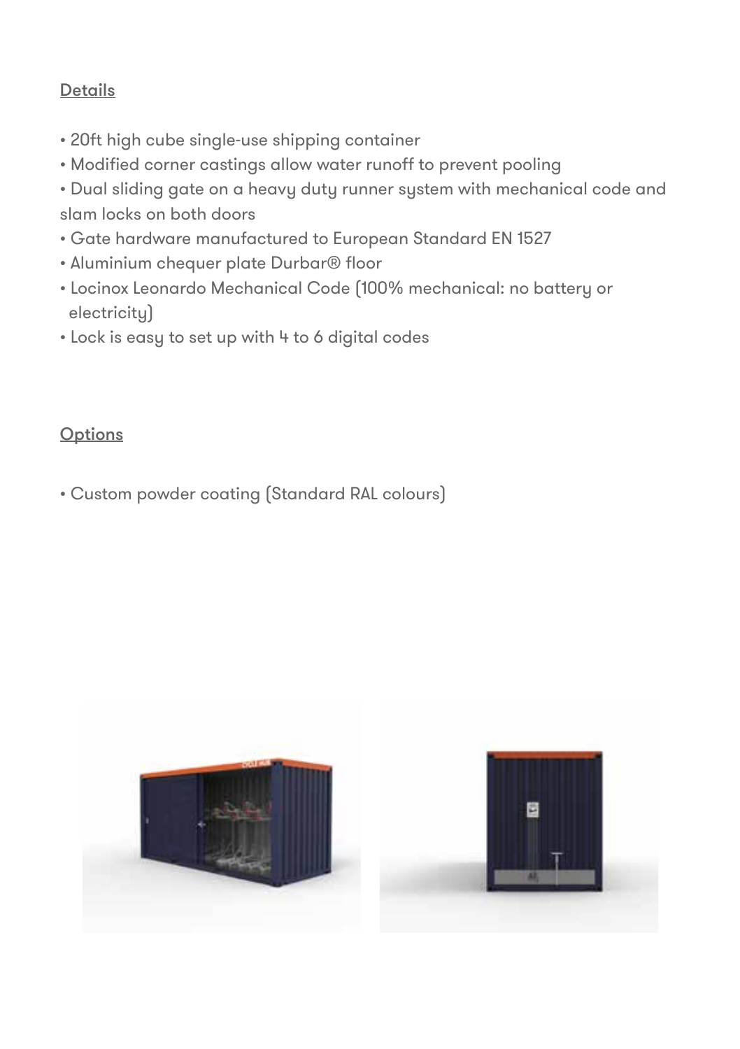Details

- 20ft high cube single-use shipping container
- Modified corner castings allow water runoff to prevent pooling
- Dual sliding gate on a heavy duty runner system with mechanical code and slam locks on both doors
- Gate hardware manufactured to European Standard EN 1527
- Aluminium chequer plate Durbar® floor
- Locinox Leonardo Mechanical Code (100% mechanical: no battery or electricity)
- Lock is easy to set up with 4 to 6 digital codes

Options

- Custom powder coating (Standard RAL colours)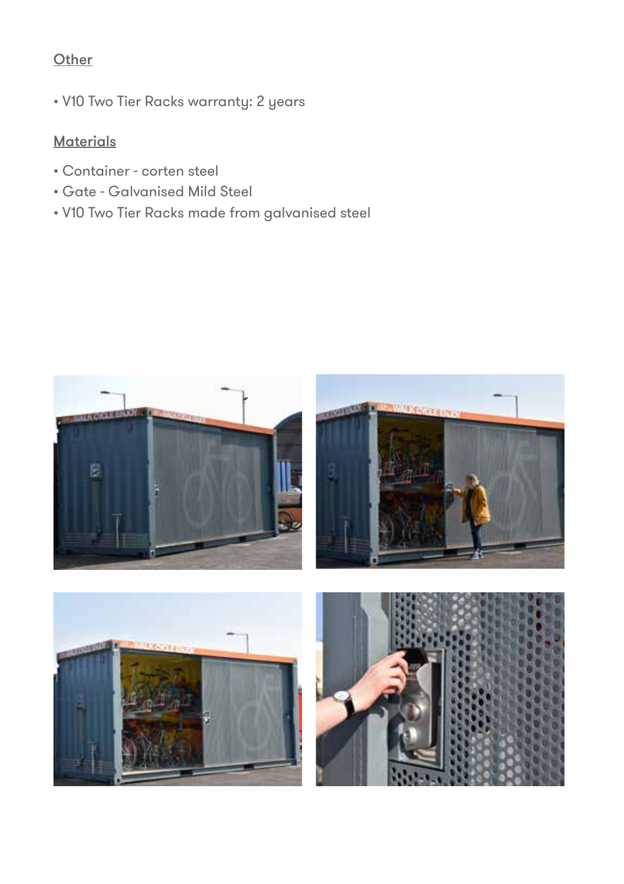Other

- V10 Two Tier Racks warranty: 2 years

Materials

- Container - corten steel
- Gate - Galvanised Mild Steel
- V10 Two Tier Racks made from galvanised steel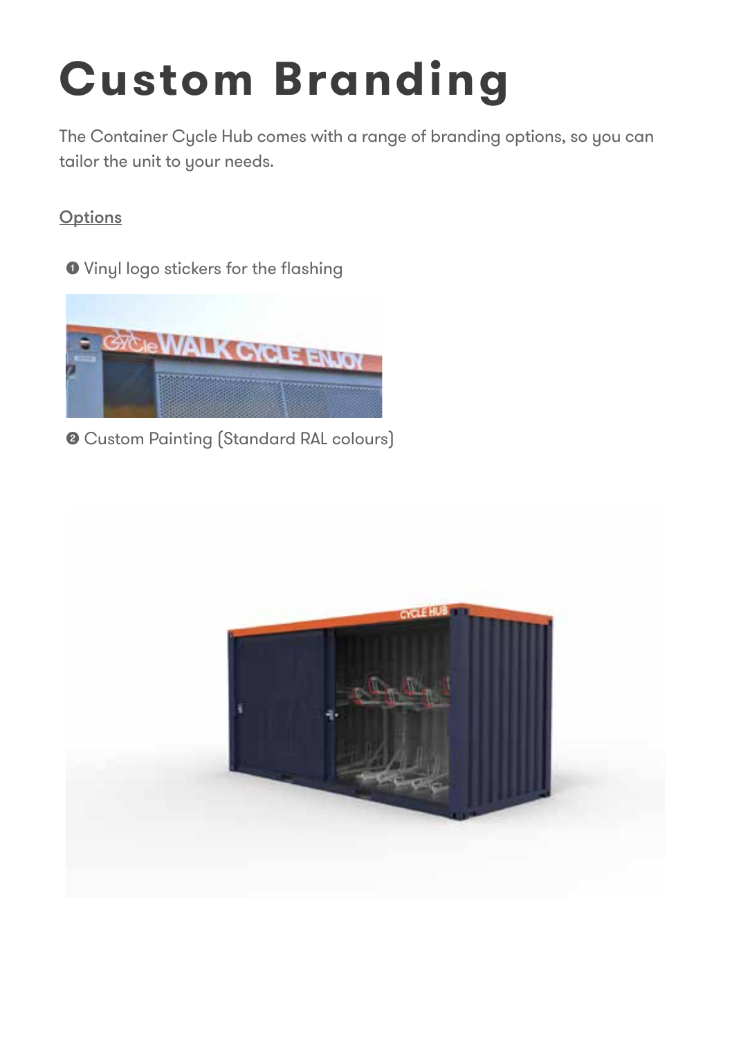# Custom Branding

The Container Cycle Hub comes with a range of branding options, so you can tailor the unit to your needs.

Options

❶ Vinyl logo stickers for the flashing

❷ Custom Painting (Standard RAL colours)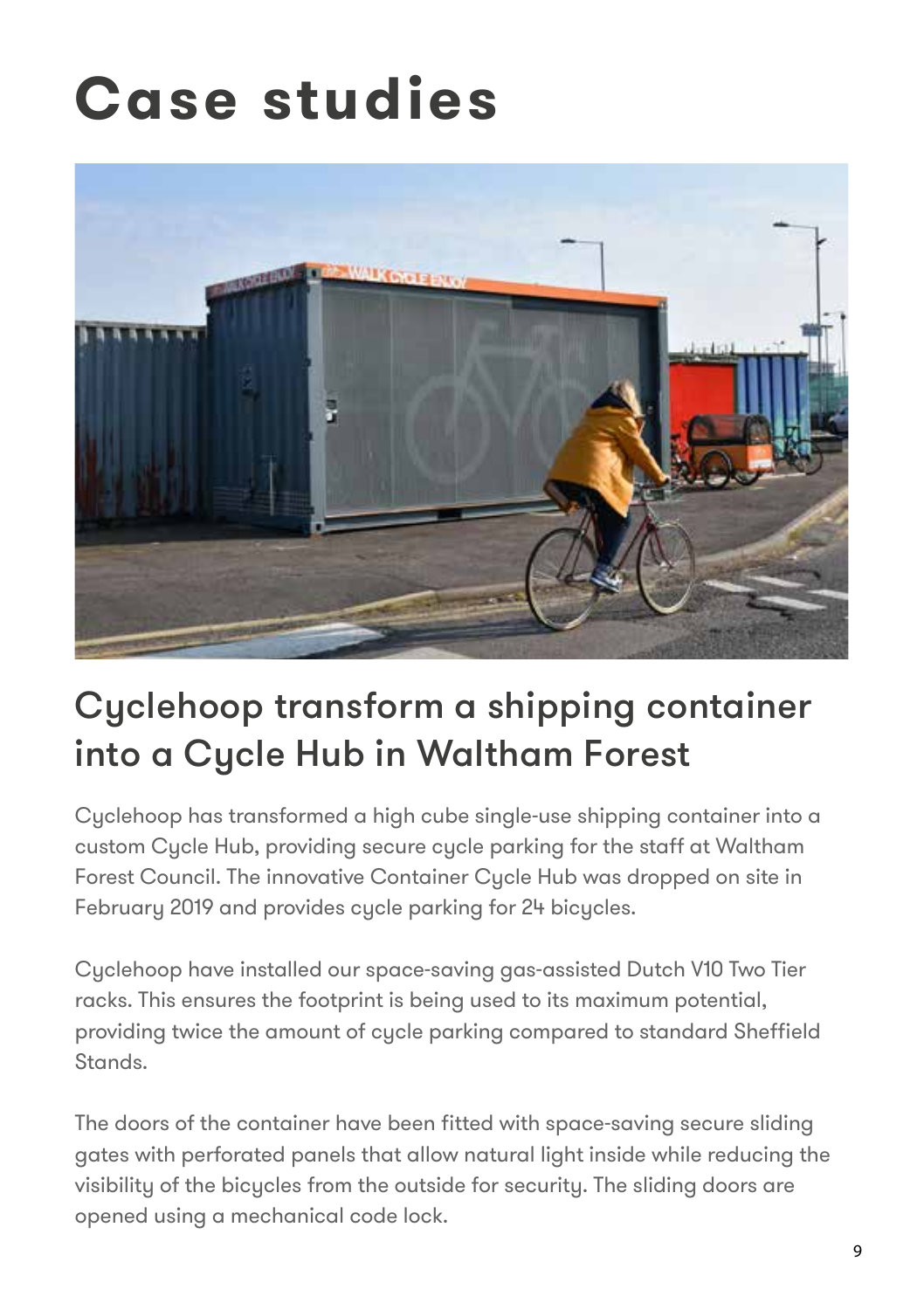# Case studies

## Cyclehoop transform a shipping container into a Cycle Hub in Waltham Forest

Cyclehoop has transformed a high cube single-use shipping container into a custom Cycle Hub, providing secure cycle parking for the staff at Waltham Forest Council. The innovative Container Cycle Hub was dropped on site in February 2019 and provides cycle parking for 24 bicycles.

Cyclehoop have installed our space-saving gas-assisted Dutch V10 Two Tier racks. This ensures the footprint is being used to its maximum potential, providing twice the amount of cycle parking compared to standard Sheffield Stands.

The doors of the container have been fitted with space-saving secure sliding gates with perforated panels that allow natural light inside while reducing the visibility of the bicycles from the outside for security. The sliding doors are opened using a mechanical code lock.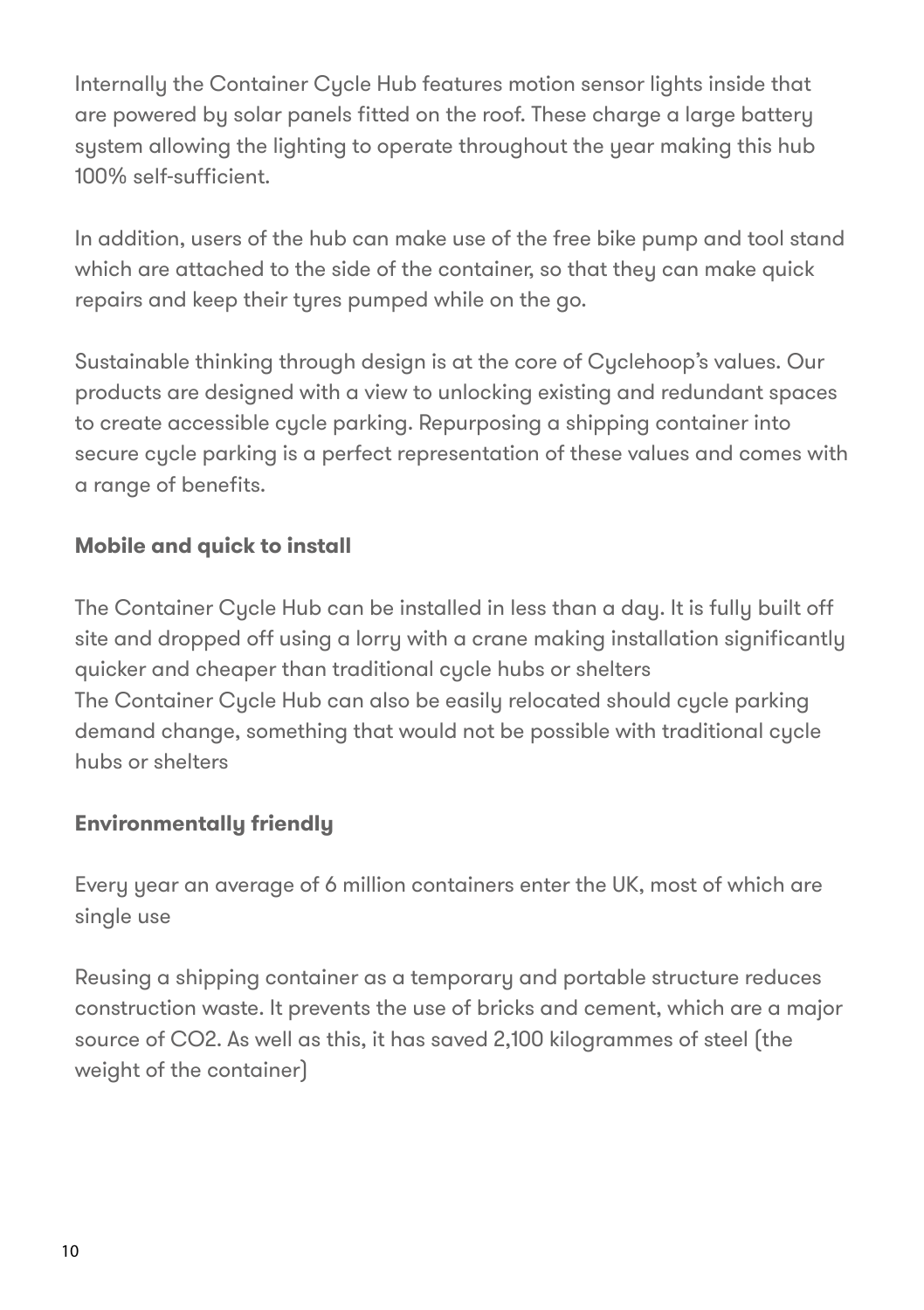Internally the Container Cycle Hub features motion sensor lights inside that are powered by solar panels fitted on the roof. These charge a large battery system allowing the lighting to operate throughout the year making this hub 100% self-sufficient.

In addition, users of the hub can make use of the free bike pump and tool stand which are attached to the side of the container, so that they can make quick repairs and keep their tyres pumped while on the go.

Sustainable thinking through design is at the core of Cyclehoop's values. Our products are designed with a view to unlocking existing and redundant spaces to create accessible cycle parking. Repurposing a shipping container into secure cycle parking is a perfect representation of these values and comes with a range of benefits.

## Mobile and quick to install

The Container Cycle Hub can be installed in less than a day. It is fully built off site and dropped off using a lorry with a crane making installation significantly quicker and cheaper than traditional cycle hubs or shelters
The Container Cycle Hub can also be easily relocated should cycle parking demand change, something that would not be possible with traditional cycle hubs or shelters

## Environmentally friendly

Every year an average of 6 million containers enter the UK, most of which are single use

Reusing a shipping container as a temporary and portable structure reduces construction waste. It prevents the use of bricks and cement, which are a major source of $CO_2$. As well as this, it has saved 2,100 kilogrammes of steel (the weight of the container)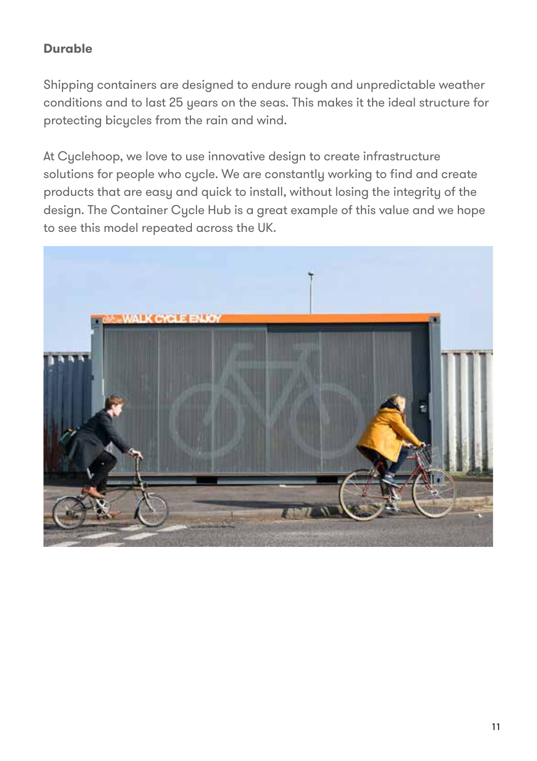**Durable**

Shipping containers are designed to endure rough and unpredictable weather conditions and to last 25 years on the seas. This makes it the ideal structure for protecting bicycles from the rain and wind.

At Cyclehoop, we love to use innovative design to create infrastructure solutions for people who cycle. We are constantly working to find and create products that are easy and quick to install, without losing the integrity of the design. The Container Cycle Hub is a great example of this value and we hope to see this model repeated across the UK.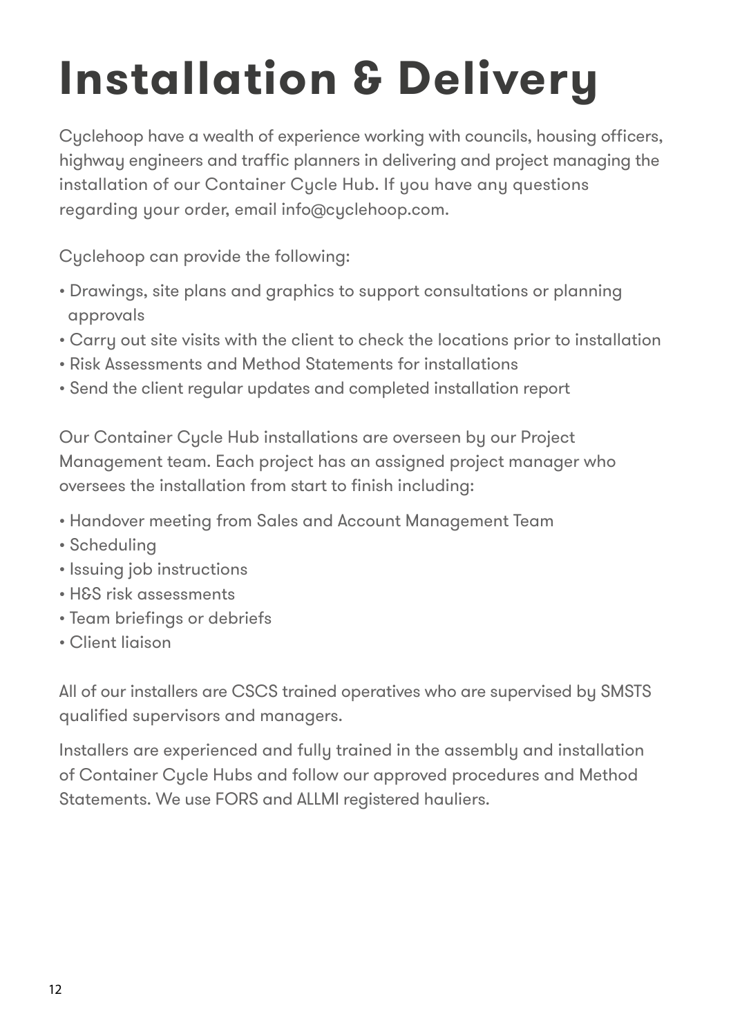# Installation & Delivery

Cyclehoop have a wealth of experience working with councils, housing officers, highway engineers and traffic planners in delivering and project managing the installation of our Container Cycle Hub. If you have any questions regarding your order, email info@cyclehoop.com.

Cyclehoop can provide the following:

- Drawings, site plans and graphics to support consultations or planning approvals
- Carry out site visits with the client to check the locations prior to installation
- Risk Assessments and Method Statements for installations
- Send the client regular updates and completed installation report

Our Container Cycle Hub installations are overseen by our Project Management team. Each project has an assigned project manager who oversees the installation from start to finish including:

- Handover meeting from Sales and Account Management Team
- Scheduling
- Issuing job instructions
- H&S risk assessments
- Team briefings or debriefs
- Client liaison

All of our installers are CSCS trained operatives who are supervised by SMSTS qualified supervisors and managers.

Installers are experienced and fully trained in the assembly and installation of Container Cycle Hubs and follow our approved procedures and Method Statements. We use FORS and ALLMI registered hauliers.